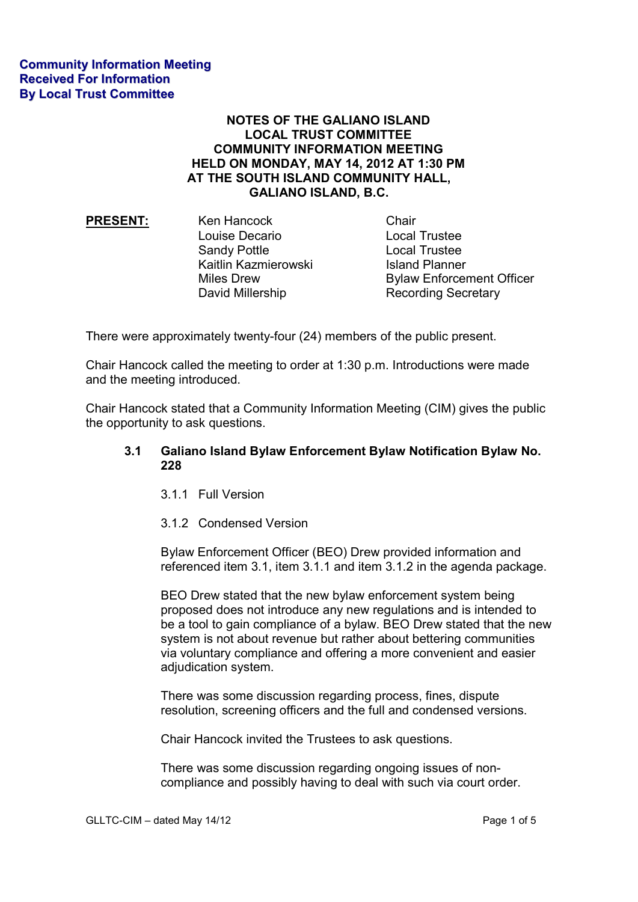**Community Information Meeting**
**Received For Information**
**By Local Trust Committee**

# NOTES OF THE GALIANO ISLAND LOCAL TRUST COMMITTEE COMMUNITY INFORMATION MEETING HELD ON MONDAY, MAY 14, 2012 AT 1:30 PM AT THE SOUTH ISLAND COMMUNITY HALL, GALIANO ISLAND, B.C.

**PRESENT:**

| | |
|---|---|
| Ken Hancock | Chair |
| Louise Decario | Local Trustee |
| Sandy Pottle | Local Trustee |
| Kaitlin Kazmierowski | Island Planner |
| Miles Drew | Bylaw Enforcement Officer |
| David Millership | Recording Secretary |

There were approximately twenty-four (24) members of the public present.

Chair Hancock called the meeting to order at 1:30 p.m. Introductions were made and the meeting introduced.

Chair Hancock stated that a Community Information Meeting (CIM) gives the public the opportunity to ask questions.

## 3.1 Galiano Island Bylaw Enforcement Bylaw Notification Bylaw No. 228

3.1.1 Full Version

3.1.2 Condensed Version

Bylaw Enforcement Officer (BEO) Drew provided information and referenced item 3.1, item 3.1.1 and item 3.1.2 in the agenda package.

BEO Drew stated that the new bylaw enforcement system being proposed does not introduce any new regulations and is intended to be a tool to gain compliance of a bylaw. BEO Drew stated that the new system is not about revenue but rather about bettering communities via voluntary compliance and offering a more convenient and easier adjudication system.

There was some discussion regarding process, fines, dispute resolution, screening officers and the full and condensed versions.

Chair Hancock invited the Trustees to ask questions.

There was some discussion regarding ongoing issues of non-compliance and possibly having to deal with such via court order.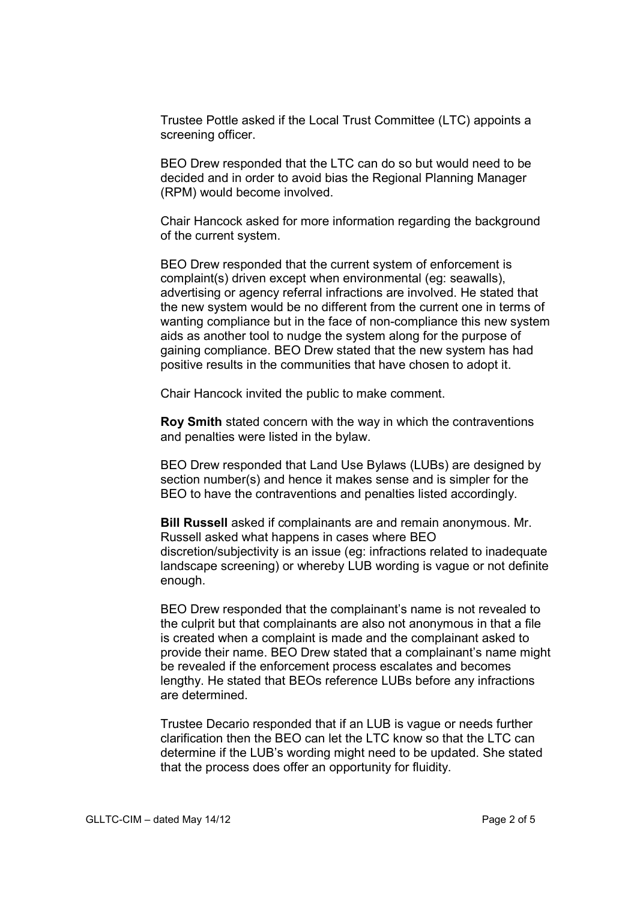Trustee Pottle asked if the Local Trust Committee (LTC) appoints a screening officer.

BEO Drew responded that the LTC can do so but would need to be decided and in order to avoid bias the Regional Planning Manager (RPM) would become involved.

Chair Hancock asked for more information regarding the background of the current system.

BEO Drew responded that the current system of enforcement is complaint(s) driven except when environmental (eg: seawalls), advertising or agency referral infractions are involved. He stated that the new system would be no different from the current one in terms of wanting compliance but in the face of non-compliance this new system aids as another tool to nudge the system along for the purpose of gaining compliance. BEO Drew stated that the new system has had positive results in the communities that have chosen to adopt it.

Chair Hancock invited the public to make comment.

**Roy Smith** stated concern with the way in which the contraventions and penalties were listed in the bylaw.

BEO Drew responded that Land Use Bylaws (LUBs) are designed by section number(s) and hence it makes sense and is simpler for the BEO to have the contraventions and penalties listed accordingly.

**Bill Russell** asked if complainants are and remain anonymous. Mr. Russell asked what happens in cases where BEO discretion/subjectivity is an issue (eg: infractions related to inadequate landscape screening) or whereby LUB wording is vague or not definite enough.

BEO Drew responded that the complainant's name is not revealed to the culprit but that complainants are also not anonymous in that a file is created when a complaint is made and the complainant asked to provide their name. BEO Drew stated that a complainant's name might be revealed if the enforcement process escalates and becomes lengthy. He stated that BEOs reference LUBs before any infractions are determined.

Trustee Decario responded that if an LUB is vague or needs further clarification then the BEO can let the LTC know so that the LTC can determine if the LUB's wording might need to be updated. She stated that the process does offer an opportunity for fluidity.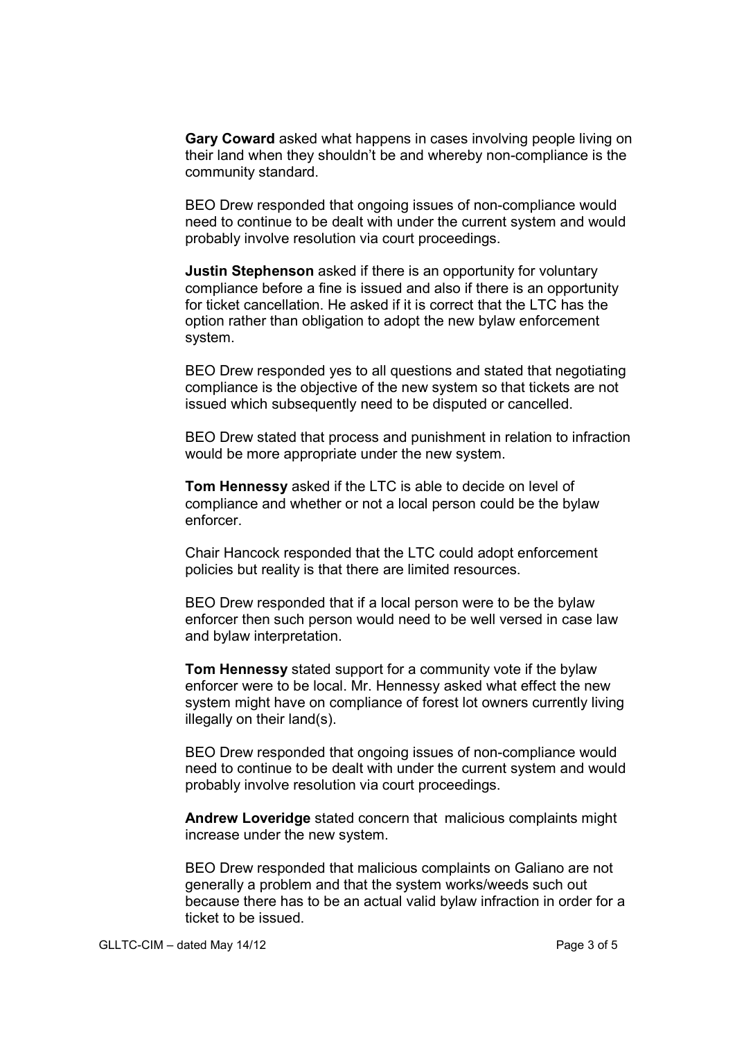**Gary Coward** asked what happens in cases involving people living on their land when they shouldn't be and whereby non-compliance is the community standard.

BEO Drew responded that ongoing issues of non-compliance would need to continue to be dealt with under the current system and would probably involve resolution via court proceedings.

**Justin Stephenson** asked if there is an opportunity for voluntary compliance before a fine is issued and also if there is an opportunity for ticket cancellation. He asked if it is correct that the LTC has the option rather than obligation to adopt the new bylaw enforcement system.

BEO Drew responded yes to all questions and stated that negotiating compliance is the objective of the new system so that tickets are not issued which subsequently need to be disputed or cancelled.

BEO Drew stated that process and punishment in relation to infraction would be more appropriate under the new system.

**Tom Hennessy** asked if the LTC is able to decide on level of compliance and whether or not a local person could be the bylaw enforcer.

Chair Hancock responded that the LTC could adopt enforcement policies but reality is that there are limited resources.

BEO Drew responded that if a local person were to be the bylaw enforcer then such person would need to be well versed in case law and bylaw interpretation.

**Tom Hennessy** stated support for a community vote if the bylaw enforcer were to be local. Mr. Hennessy asked what effect the new system might have on compliance of forest lot owners currently living illegally on their land(s).

BEO Drew responded that ongoing issues of non-compliance would need to continue to be dealt with under the current system and would probably involve resolution via court proceedings.

**Andrew Loveridge** stated concern that malicious complaints might increase under the new system.

BEO Drew responded that malicious complaints on Galiano are not generally a problem and that the system works/weeds such out because there has to be an actual valid bylaw infraction in order for a ticket to be issued.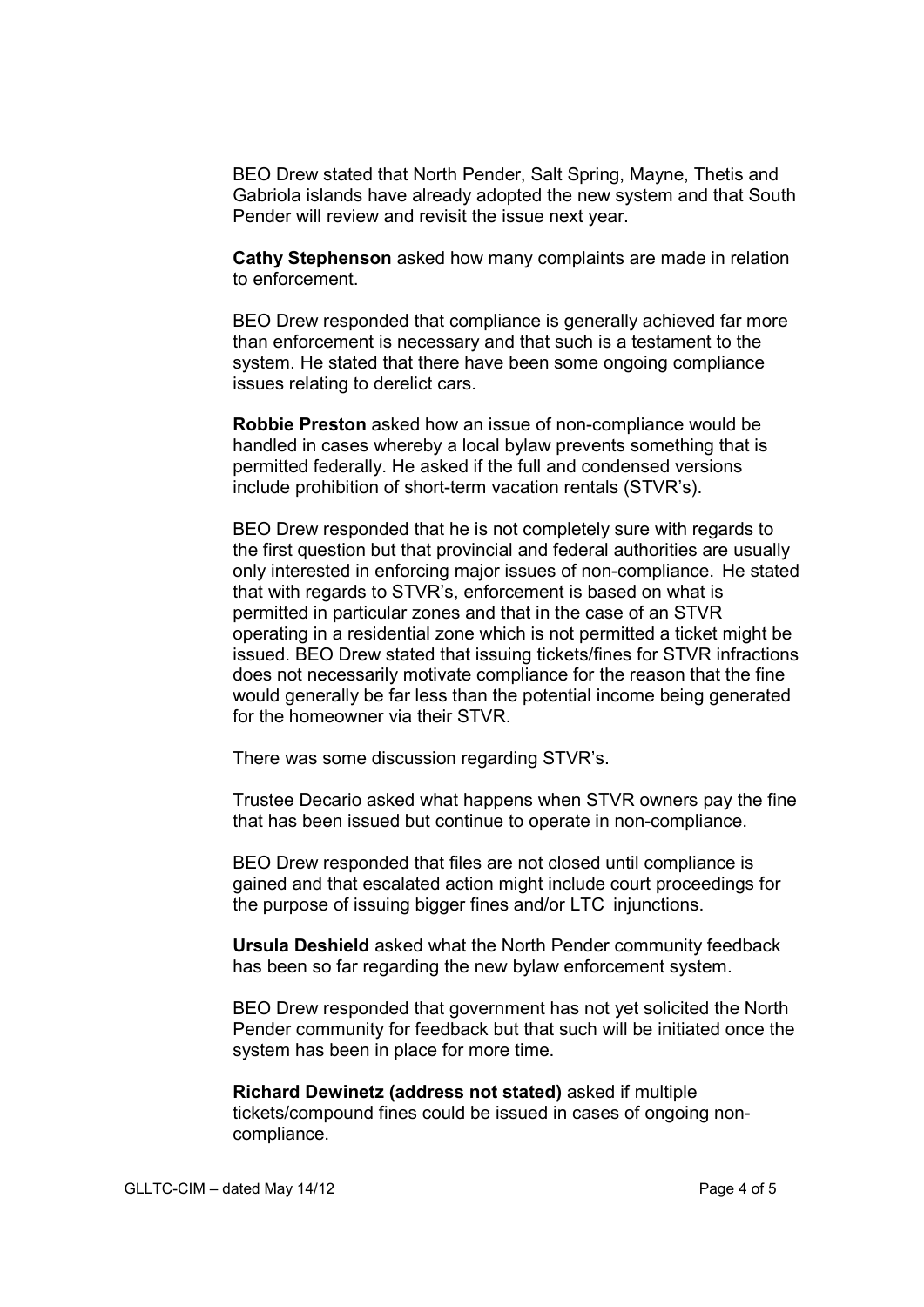BEO Drew stated that North Pender, Salt Spring, Mayne, Thetis and Gabriola islands have already adopted the new system and that South Pender will review and revisit the issue next year.

**Cathy Stephenson** asked how many complaints are made in relation to enforcement.

BEO Drew responded that compliance is generally achieved far more than enforcement is necessary and that such is a testament to the system. He stated that there have been some ongoing compliance issues relating to derelict cars.

**Robbie Preston** asked how an issue of non-compliance would be handled in cases whereby a local bylaw prevents something that is permitted federally. He asked if the full and condensed versions include prohibition of short-term vacation rentals (STVR's).

BEO Drew responded that he is not completely sure with regards to the first question but that provincial and federal authorities are usually only interested in enforcing major issues of non-compliance. He stated that with regards to STVR's, enforcement is based on what is permitted in particular zones and that in the case of an STVR operating in a residential zone which is not permitted a ticket might be issued. BEO Drew stated that issuing tickets/fines for STVR infractions does not necessarily motivate compliance for the reason that the fine would generally be far less than the potential income being generated for the homeowner via their STVR.

There was some discussion regarding STVR's.

Trustee Decario asked what happens when STVR owners pay the fine that has been issued but continue to operate in non-compliance.

BEO Drew responded that files are not closed until compliance is gained and that escalated action might include court proceedings for the purpose of issuing bigger fines and/or LTC injunctions.

**Ursula Deshield** asked what the North Pender community feedback has been so far regarding the new bylaw enforcement system.

BEO Drew responded that government has not yet solicited the North Pender community for feedback but that such will be initiated once the system has been in place for more time.

**Richard Dewinetz (address not stated)** asked if multiple tickets/compound fines could be issued in cases of ongoing non-compliance.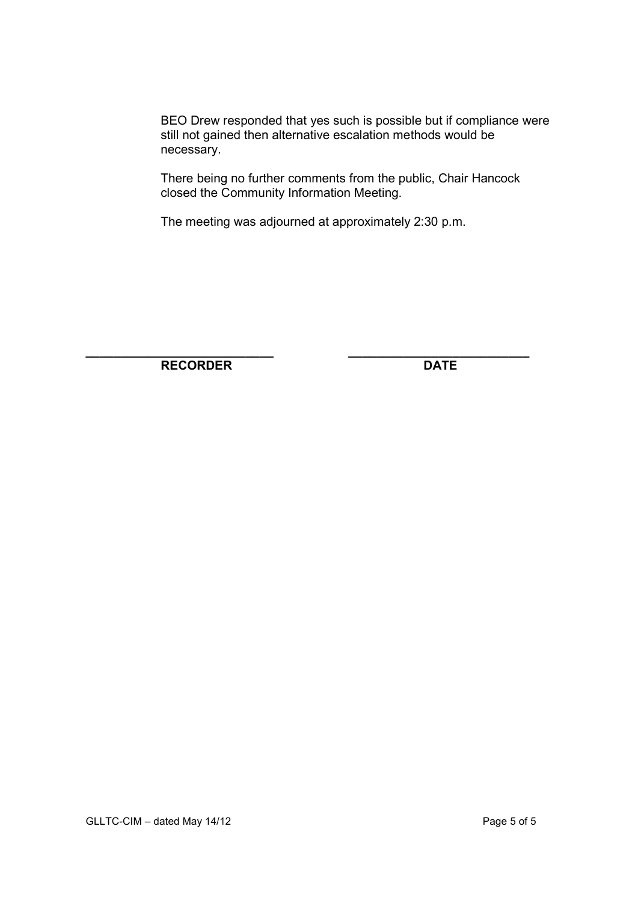BEO Drew responded that yes such is possible but if compliance were still not gained then alternative escalation methods would be necessary.

There being no further comments from the public, Chair Hancock closed the Community Information Meeting.

The meeting was adjourned at approximately 2:30 p.m.

| | |
|---|---|
| ___________________________ | ___________________________ |
| **RECORDER** | **DATE** |